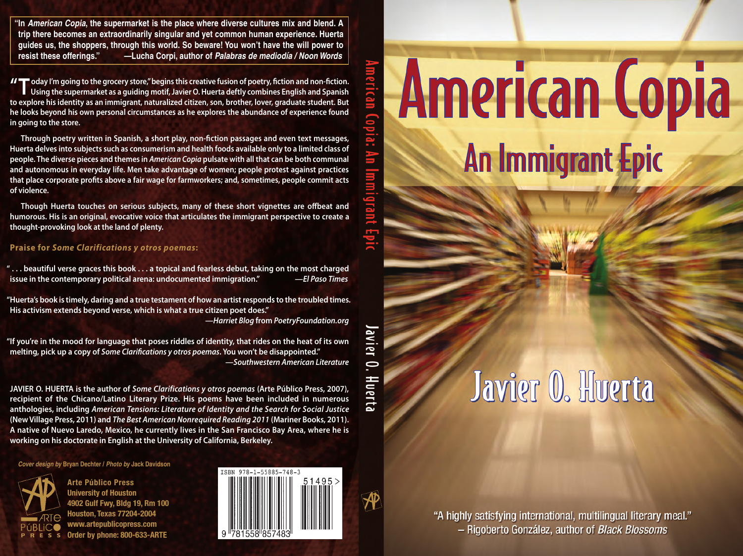“In *American Copia*, the supermarket is the place where diverse cultures mix and blend. A trip there becomes an extraordinarily singular and yet common human experience. Huerta guides us, the shoppers, through this world. So beware! You won’t have the will power to resist these offerings.” —Lucha Corpi, author of *Palabras de mediodía / Noon Words*

“Today I’m going to the grocery store,” begins this creative fusion of poetry, fiction and non-fiction. Using the supermarket as a guiding motif, Javier O. Huerta deftly combines English and Spanish to explore his identity as an immigrant, naturalized citizen, son, brother, lover, graduate student. But he looks beyond his own personal circumstances as he explores the abundance of experience found in going to the store.

Through poetry written in Spanish, a short play, non-fiction passages and even text messages, Huerta delves into subjects such as consumerism and health foods available only to a limited class of people. The diverse pieces and themes in *American Copia* pulsate with all that can be both communal and autonomous in everyday life. Men take advantage of women; people protest against practices that place corporate profits above a fair wage for farmworkers; and, sometimes, people commit acts of violence.

Though Huerta touches on serious subjects, many of these short vignettes are offbeat and humorous. His is an original, evocative voice that articulates the immigrant perspective to create a thought-provoking look at the land of plenty.

**Praise for *Some Clarifications y otros poemas*:**

“. . . beautiful verse graces this book . . . a topical and fearless debut, taking on the most charged issue in the contemporary political arena: undocumented immigration.” —*El Paso Times*

“Huerta’s book is timely, daring and a true testament of how an artist responds to the troubled times. His activism extends beyond verse, which is what a true citizen poet does.” —*Harriet Blog* from *PoetryFoundation.org*

“If you’re in the mood for language that poses riddles of identity, that rides on the heat of its own melting, pick up a copy of *Some Clarifications y otros poemas*. You won’t be disappointed.” —*Southwestern American Literature*

JAVIER O. HUERTA is the author of *Some Clarifications y otros poemas* (Arte Público Press, 2007), recipient of the Chicano/Latino Literary Prize. His poems have been included in numerous anthologies, including *American Tensions: Literature of Identity and the Search for Social Justice* (New Village Press, 2011) and *The Best American Nonrequired Reading 2011* (Mariner Books, 2011). A native of Nuevo Laredo, Mexico, he currently lives in the San Francisco Bay Area, where he is working on his doctorate in English at the University of California, Berkeley.

*Cover design by* Bryan Dechter / *Photo by* Jack Davidson

Arte Público Press
University of Houston
4902 Gulf Fwy, Bldg 19, Rm 100
Houston, Texas 77204-2004
www.artepublicopress.com
Order by phone: 800-633-ARTE

ISBN 978-1-55885-748-3

51495>

9 781558 857483

American Copia: An Immigrant Epic — Javier O. Huerta

# American Copia

## An Immigrant Epic

## Javier O. Huerta

“A highly satisfying international, multilingual literary meal.”
– Rigoberto González, author of *Black Blossoms*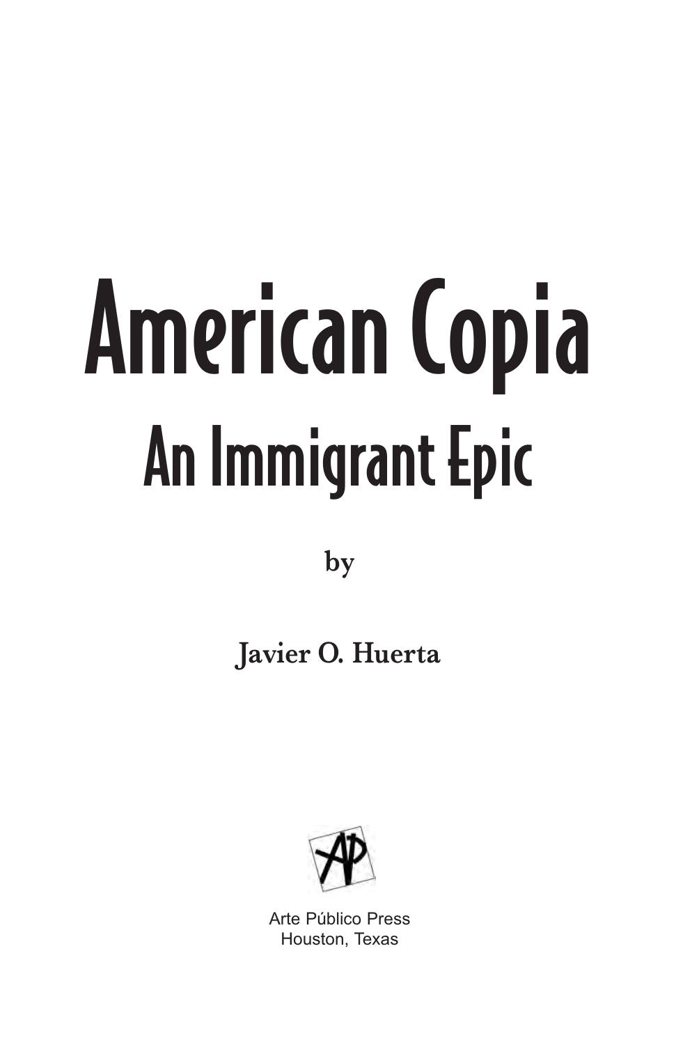# American Copia

## An Immigrant Epic

by

Javier O. Huerta

Arte Público Press
Houston, Texas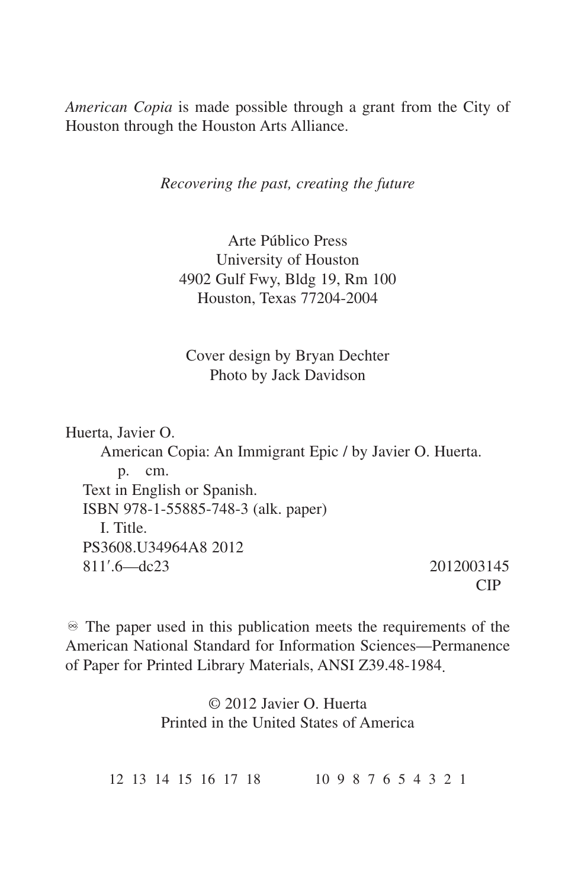*American Copia* is made possible through a grant from the City of Houston through the Houston Arts Alliance.

*Recovering the past, creating the future*

Arte Público Press
University of Houston
4902 Gulf Fwy, Bldg 19, Rm 100
Houston, Texas 77204-2004

Cover design by Bryan Dechter
Photo by Jack Davidson

Huerta, Javier O.
American Copia: An Immigrant Epic / by Javier O. Huerta.
p. cm.
Text in English or Spanish.
ISBN 978-1-55885-748-3 (alk. paper)
I. Title.
PS3608.U34964A8 2012
811′.6—dc23 2012003145
CIP

♾ The paper used in this publication meets the requirements of the American National Standard for Information Sciences—Permanence of Paper for Printed Library Materials, ANSI Z39.48-1984.

© 2012 Javier O. Huerta
Printed in the United States of America

12 13 14 15 16 17 18 10 9 8 7 6 5 4 3 2 1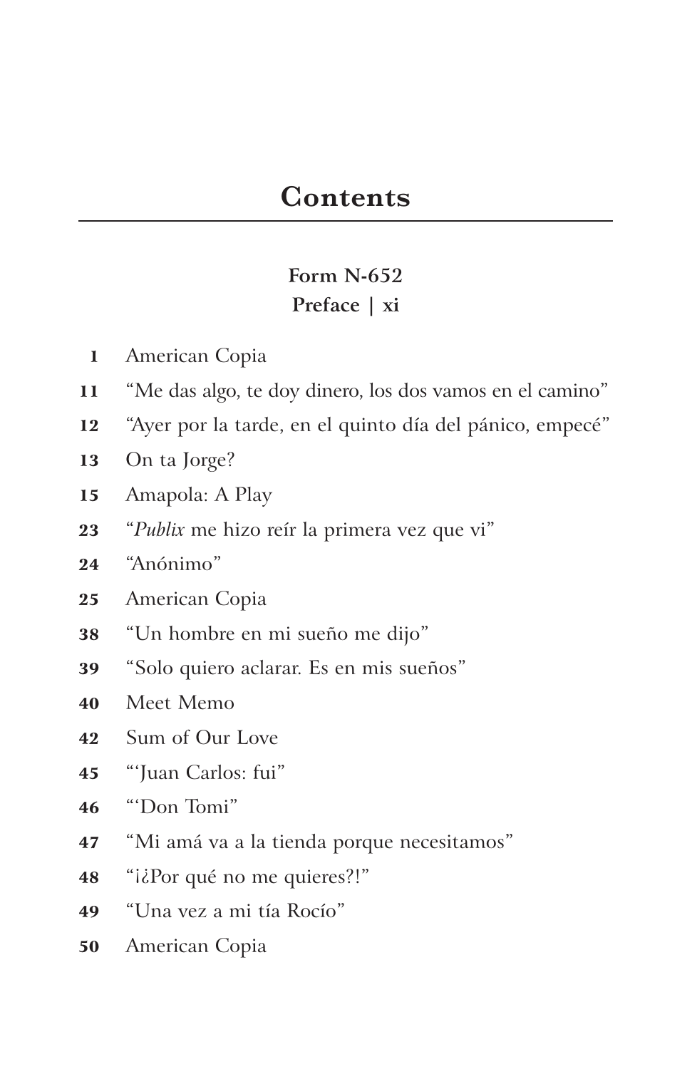# Contents

**Form N-652**
**Preface | xi**

**1** American Copia
**11** “Me das algo, te doy dinero, los dos vamos en el camino”
**12** “Ayer por la tarde, en el quinto día del pánico, empecé”
**13** On ta Jorge?
**15** Amapola: A Play
**23** “*Publix* me hizo reír la primera vez que vi”
**24** “Anónimo”
**25** American Copia
**38** “Un hombre en mi sueño me dijo”
**39** “Solo quiero aclarar. Es en mis sueños”
**40** Meet Memo
**42** Sum of Our Love
**45** “‘Juan Carlos: fui”
**46** “‘Don Tomi”
**47** “Mi amá va a la tienda porque necesitamos”
**48** “¡¿Por qué no me quieres?!”
**49** “Una vez a mi tía Rocío”
**50** American Copia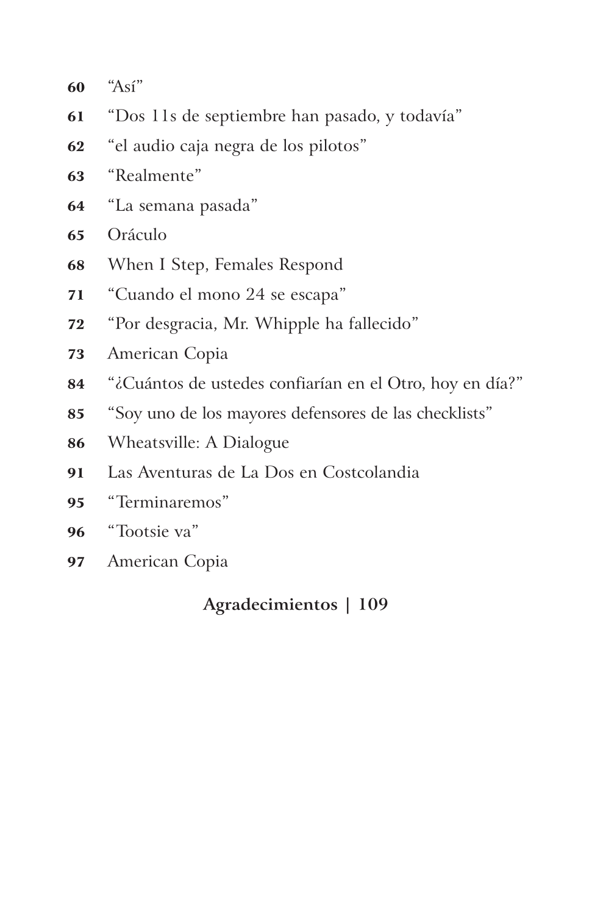**60** "Así"

**61** "Dos 11s de septiembre han pasado, y todavía"

**62** "el audio caja negra de los pilotos"

**63** "Realmente"

**64** "La semana pasada"

**65** Oráculo

**68** When I Step, Females Respond

**71** "Cuando el mono 24 se escapa"

**72** "Por desgracia, Mr. Whipple ha fallecido"

**73** American Copia

**84** "¿Cuántos de ustedes confiarían en el Otro, hoy en día?"

**85** "Soy uno de los mayores defensores de las checklists"

**86** Wheatsville: A Dialogue

**91** Las Aventuras de La Dos en Costcolandia

**95** "Terminaremos"

**96** "Tootsie va"

**97** American Copia

**Agradecimientos | 109**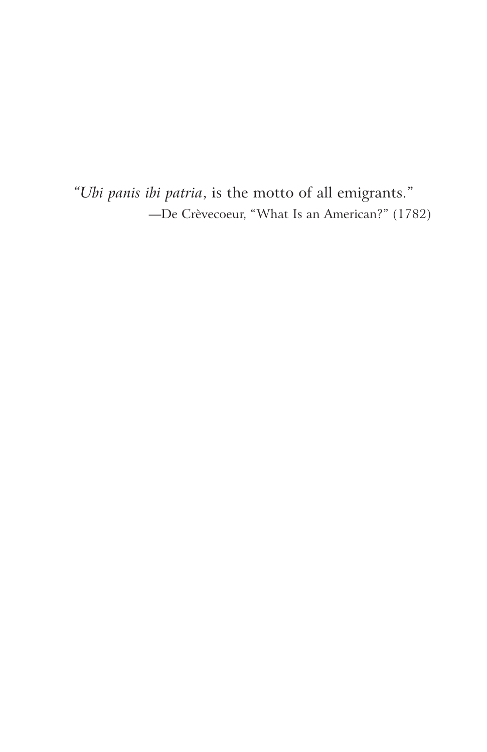"*Ubi panis ibi patria*, is the motto of all emigrants."

—De Crèvecoeur, "What Is an American?" (1782)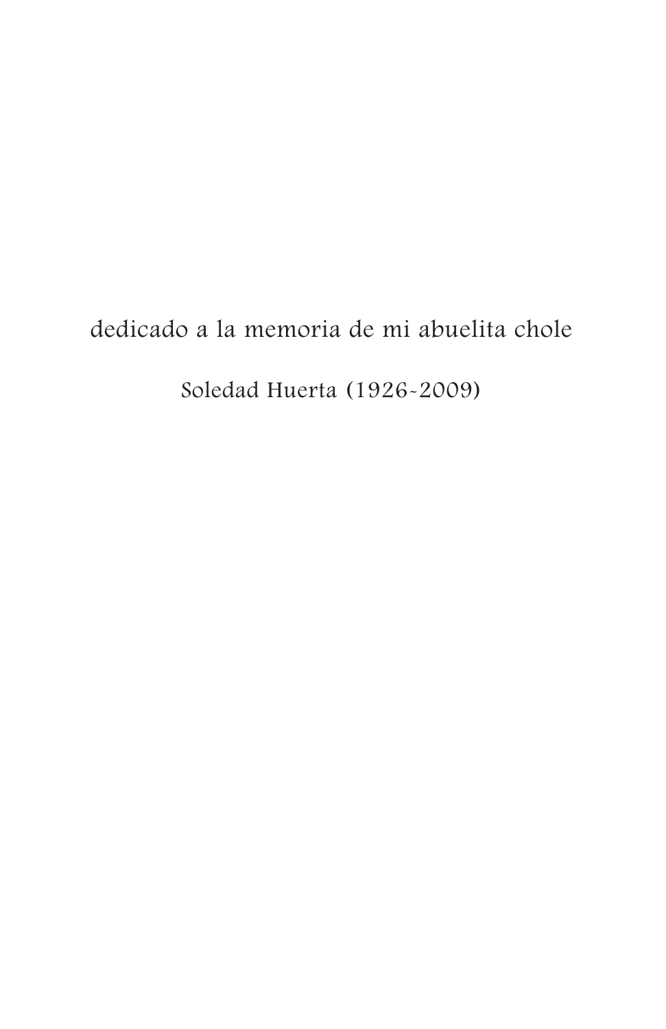dedicado a la memoria de mi abuelita chole

Soledad Huerta (1926-2009)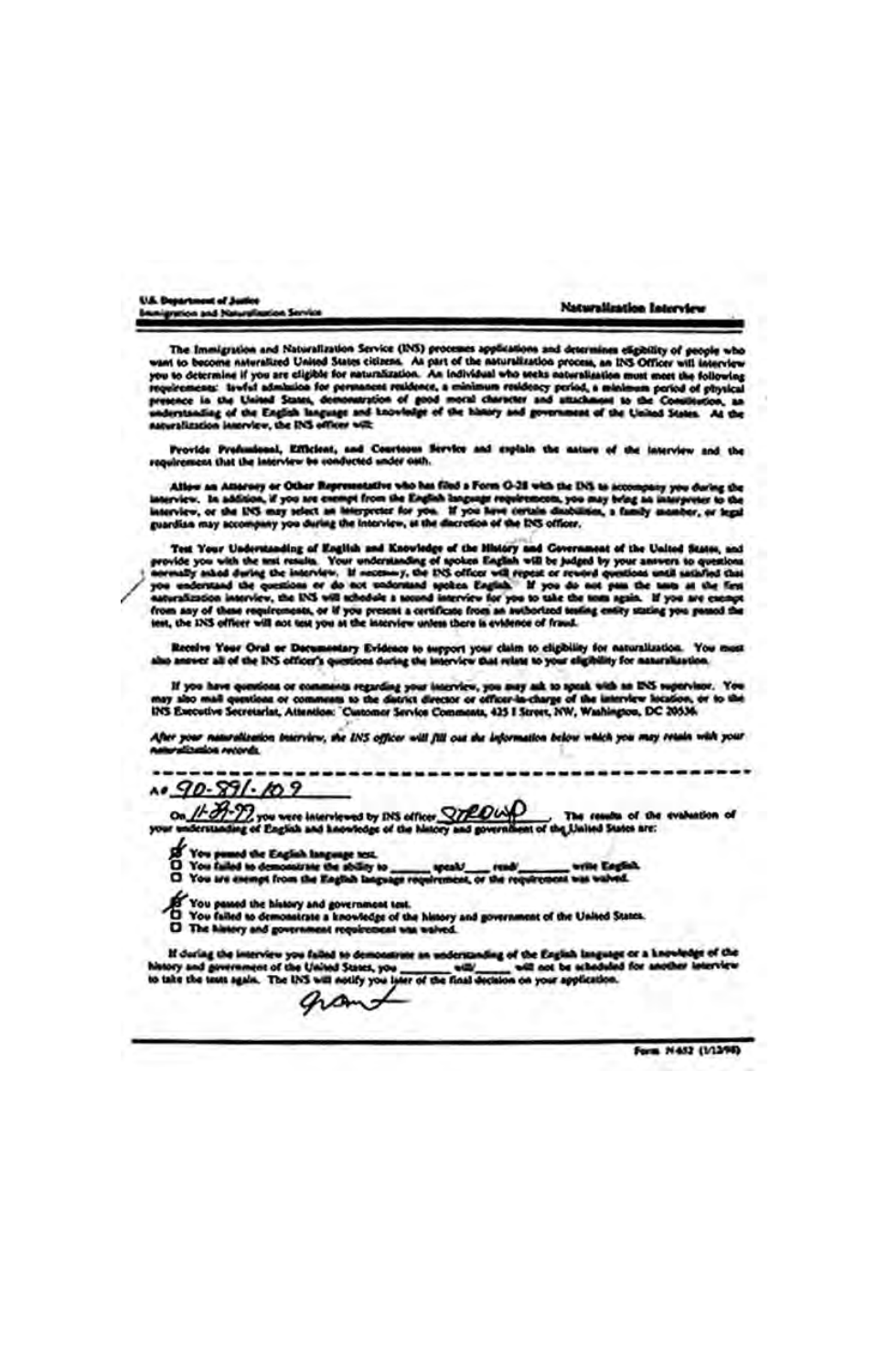U.S. Department of Justice
Immigration and Naturalization Service

**Naturalization Interview**

The Immigration and Naturalization Service (INS) processes applications and determines eligibility of people who want to become naturalized United States citizens. As part of the naturalization process, an INS Officer will interview you to determine if you are eligible for naturalization. An individual who seeks naturalization must meet the following requirements: lawful admission for permanent residence, a minimum residency period, a minimum period of physical presence in the United States, demonstration of good moral character and attachment to the Constitution, an understanding of the English language and knowledge of the history and government of the United States. At the naturalization interview, the INS officer will:

**Provide Professional, Efficient, and Courteous Service** and explain the nature of the interview and the requirement that the interview be conducted under oath.

**Allow an Attorney or Other Representative** who has filed a Form G-28 with the INS to accompany you during the interview. In addition, if you are exempt from the English language requirements, you may bring an interpreter to the interview, or the INS may select an interpreter for you. If you have certain disabilities, a family member, or legal guardian may accompany you during the interview, at the discretion of the INS officer.

**Test Your Understanding of English and Knowledge of the History and Government of the United States,** and provide you with the test results. Your understanding of spoken English will be judged by your answers to questions normally asked during the interview. If necessary, the INS officer will repeat or reword questions until satisfied that you understand the questions or do not understand spoken English. If you do not pass the tests at the first naturalization interview, the INS will schedule a second interview for you to take the tests again. If you are exempt from any of these requirements, or if you present a certificate from an authorized testing entity stating you passed the test, the INS officer will not test you at the interview unless there is evidence of fraud.

**Receive Your Oral or Documentary Evidence** to support your claim to eligibility for naturalization. You must also answer all of the INS officer's questions during the interview that relate to your eligibility for naturalization.

If you have questions or comments regarding your interview, you may ask to speak with an INS supervisor. You may also mail questions or comments to the district director or officer-in-charge of the interview location, or to the INS Executive Secretariat, Attention: Customer Service Comments, 425 I Street, NW, Washington, DC 20536.

*After your naturalization interview, the INS officer will fill out the information below which you may retain with your naturalization records.*

---

A# 90-891-109

On 11-29-99, you were interviewed by INS officer STROUP. The results of the evaluation of your understanding of English and knowledge of the history and government of the United States are:

- [x] You passed the English language test.
- [ ] You failed to demonstrate the ability to ______ speak/____ read/________ write English.
- [ ] You are exempt from the English language requirement, or the requirement was waived.

- [x] You passed the history and government test.
- [ ] You failed to demonstrate a knowledge of the history and government of the United States.
- [ ] The history and government requirement was waived.

If during the interview you failed to demonstrate an understanding of the English language or a knowledge of the history and government of the United States, you ________ will/______ will not be scheduled for another interview to take the tests again. The INS will notify you later of the final decision on your application.

grant

Form N-652 (1/12/98)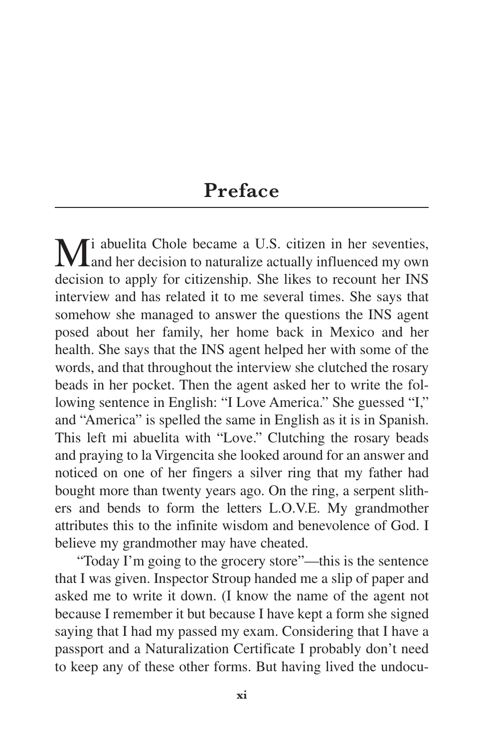## Preface

Mi abuelita Chole became a U.S. citizen in her seventies, and her decision to naturalize actually influenced my own decision to apply for citizenship. She likes to recount her INS interview and has related it to me several times. She says that somehow she managed to answer the questions the INS agent posed about her family, her home back in Mexico and her health. She says that the INS agent helped her with some of the words, and that throughout the interview she clutched the rosary beads in her pocket. Then the agent asked her to write the following sentence in English: "I Love America." She guessed "I," and "America" is spelled the same in English as it is in Spanish. This left mi abuelita with "Love." Clutching the rosary beads and praying to la Virgencita she looked around for an answer and noticed on one of her fingers a silver ring that my father had bought more than twenty years ago. On the ring, a serpent slithers and bends to form the letters L.O.V.E. My grandmother attributes this to the infinite wisdom and benevolence of God. I believe my grandmother may have cheated.

"Today I'm going to the grocery store"—this is the sentence that I was given. Inspector Stroup handed me a slip of paper and asked me to write it down. (I know the name of the agent not because I remember it but because I have kept a form she signed saying that I had my passed my exam. Considering that I have a passport and a Naturalization Certificate I probably don't need to keep any of these other forms. But having lived the undocu-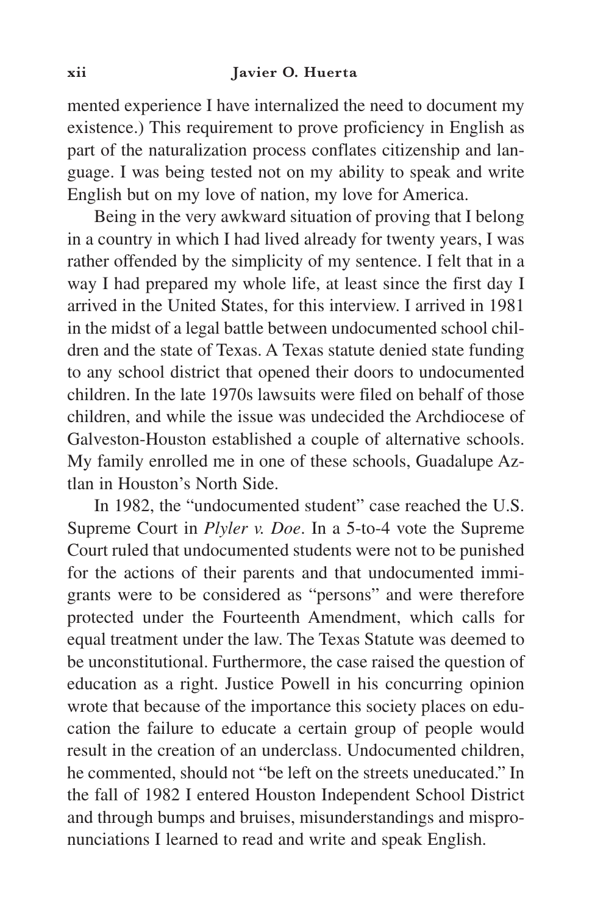mented experience I have internalized the need to document my existence.) This requirement to prove proficiency in English as part of the naturalization process conflates citizenship and language. I was being tested not on my ability to speak and write English but on my love of nation, my love for America.

Being in the very awkward situation of proving that I belong in a country in which I had lived already for twenty years, I was rather offended by the simplicity of my sentence. I felt that in a way I had prepared my whole life, at least since the first day I arrived in the United States, for this interview. I arrived in 1981 in the midst of a legal battle between undocumented school children and the state of Texas. A Texas statute denied state funding to any school district that opened their doors to undocumented children. In the late 1970s lawsuits were filed on behalf of those children, and while the issue was undecided the Archdiocese of Galveston-Houston established a couple of alternative schools. My family enrolled me in one of these schools, Guadalupe Aztlan in Houston's North Side.

In 1982, the "undocumented student" case reached the U.S. Supreme Court in *Plyler v. Doe*. In a 5-to-4 vote the Supreme Court ruled that undocumented students were not to be punished for the actions of their parents and that undocumented immigrants were to be considered as "persons" and were therefore protected under the Fourteenth Amendment, which calls for equal treatment under the law. The Texas Statute was deemed to be unconstitutional. Furthermore, the case raised the question of education as a right. Justice Powell in his concurring opinion wrote that because of the importance this society places on education the failure to educate a certain group of people would result in the creation of an underclass. Undocumented children, he commented, should not "be left on the streets uneducated." In the fall of 1982 I entered Houston Independent School District and through bumps and bruises, misunderstandings and mispronunciations I learned to read and write and speak English.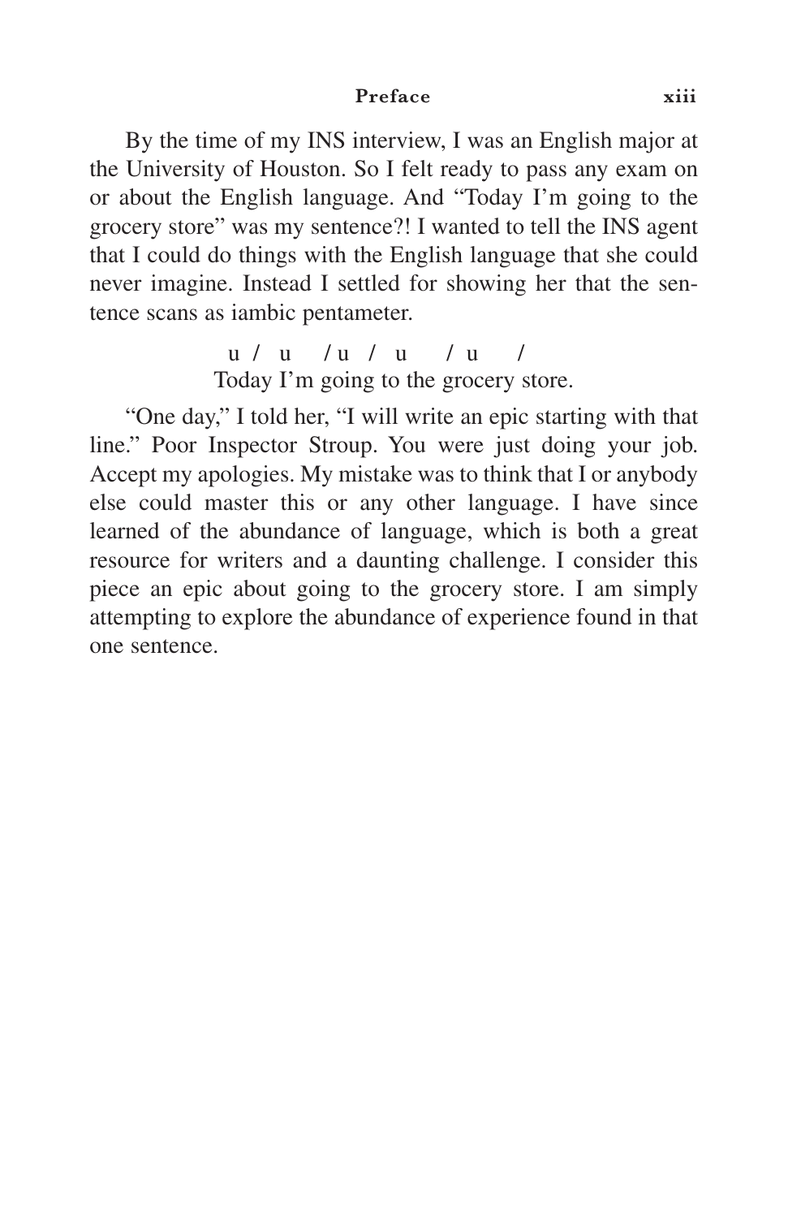By the time of my INS interview, I was an English major at the University of Houston. So I felt ready to pass any exam on or about the English language. And "Today I'm going to the grocery store" was my sentence?! I wanted to tell the INS agent that I could do things with the English language that she could never imagine. Instead I settled for showing her that the sentence scans as iambic pentameter.

```
  u /  u   / u  /  u    / u    /
Today I'm going to the grocery store.
```

"One day," I told her, "I will write an epic starting with that line." Poor Inspector Stroup. You were just doing your job. Accept my apologies. My mistake was to think that I or anybody else could master this or any other language. I have since learned of the abundance of language, which is both a great resource for writers and a daunting challenge. I consider this piece an epic about going to the grocery store. I am simply attempting to explore the abundance of experience found in that one sentence.